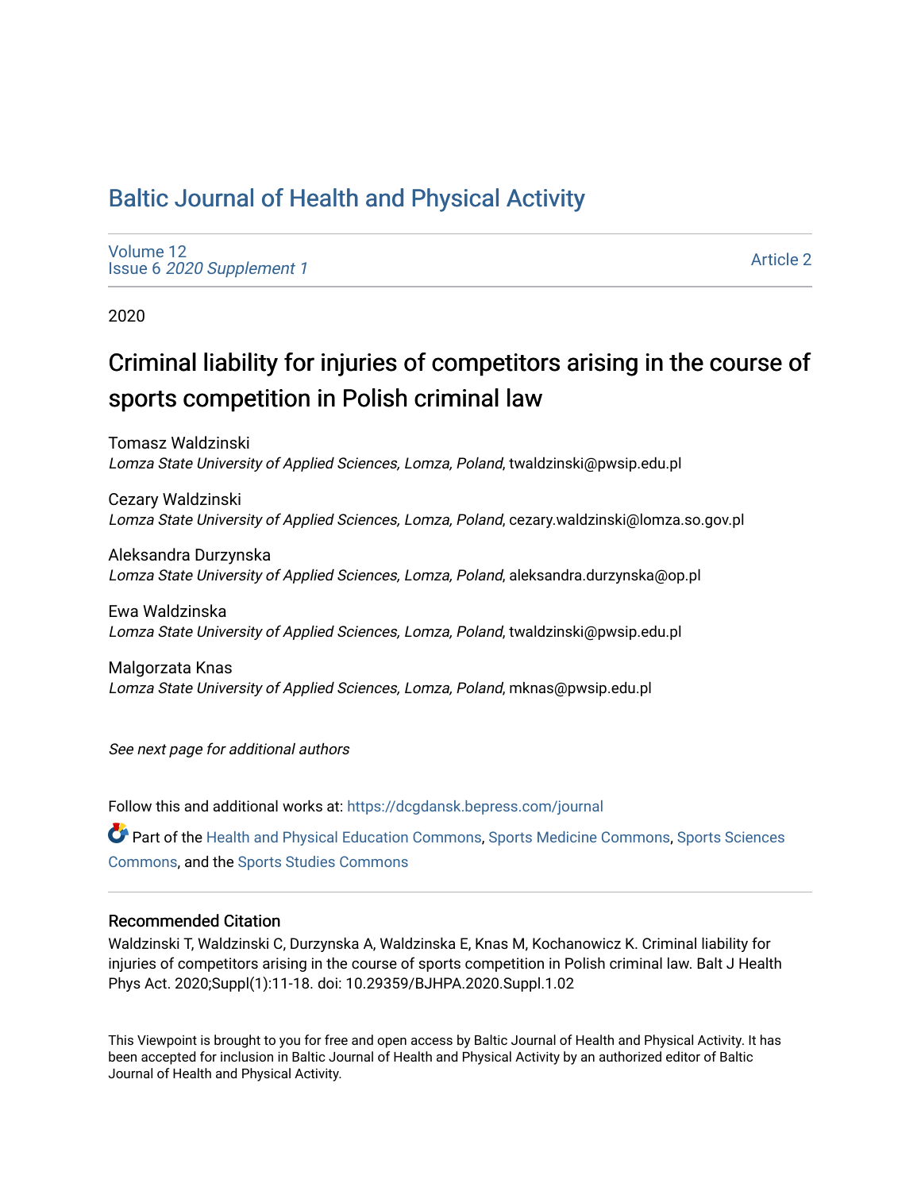# Baltic Journal of Health and Physical Activity

Volume 12
Issue 6 *2020 Supplement 1*

Article 2

2020

## Criminal liability for injuries of competitors arising in the course of sports competition in Polish criminal law

Tomasz Waldzinski
*Lomza State University of Applied Sciences, Lomza, Poland*, twaldzinski@pwsip.edu.pl

Cezary Waldzinski
*Lomza State University of Applied Sciences, Lomza, Poland*, cezary.waldzinski@lomza.so.gov.pl

Aleksandra Durzynska
*Lomza State University of Applied Sciences, Lomza, Poland*, aleksandra.durzynska@op.pl

Ewa Waldzinska
*Lomza State University of Applied Sciences, Lomza, Poland*, twaldzinski@pwsip.edu.pl

Malgorzata Knas
*Lomza State University of Applied Sciences, Lomza, Poland*, mknas@pwsip.edu.pl

*See next page for additional authors*

Follow this and additional works at: https://dcgdansk.bepress.com/journal

Part of the Health and Physical Education Commons, Sports Medicine Commons, Sports Sciences Commons, and the Sports Studies Commons

### Recommended Citation

Waldzinski T, Waldzinski C, Durzynska A, Waldzinska E, Knas M, Kochanowicz K. Criminal liability for injuries of competitors arising in the course of sports competition in Polish criminal law. Balt J Health Phys Act. 2020;Suppl(1):11-18. doi: 10.29359/BJHPA.2020.Suppl.1.02

This Viewpoint is brought to you for free and open access by Baltic Journal of Health and Physical Activity. It has been accepted for inclusion in Baltic Journal of Health and Physical Activity by an authorized editor of Baltic Journal of Health and Physical Activity.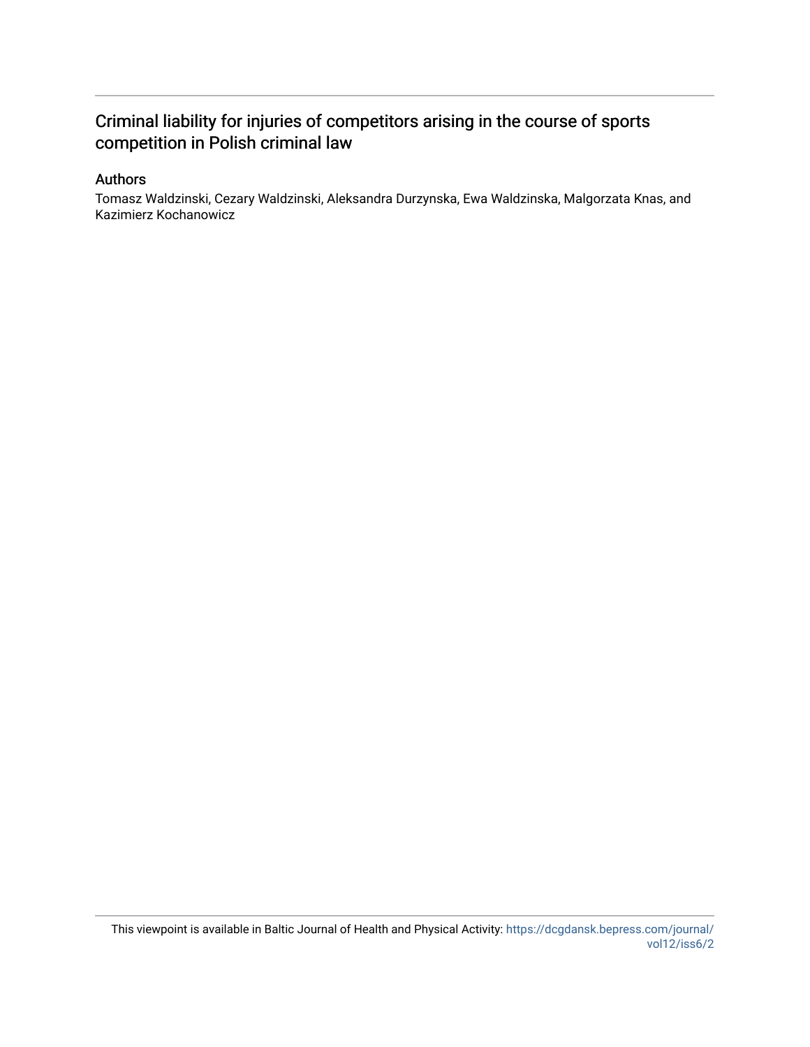# Criminal liability for injuries of competitors arising in the course of sports competition in Polish criminal law

## Authors

Tomasz Waldzinski, Cezary Waldzinski, Aleksandra Durzynska, Ewa Waldzinska, Malgorzata Knas, and Kazimierz Kochanowicz

This viewpoint is available in Baltic Journal of Health and Physical Activity: https://dcgdansk.bepress.com/journal/vol12/iss6/2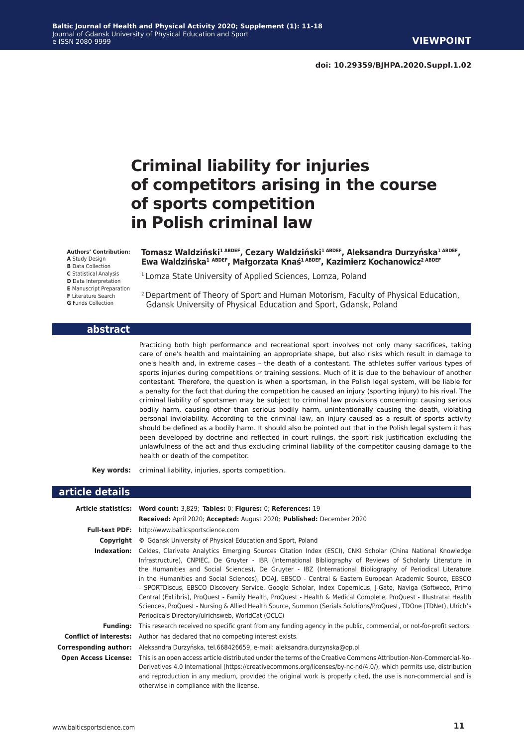**doi: 10.29359/BJHPA.2020.Suppl.1.02**

**VIEWPOINT**

# Criminal liability for injuries of competitors arising in the course of sports competition in Polish criminal law

**Authors' Contribution:**
**A** Study Design
**B** Data Collection
**C** Statistical Analysis
**D** Data Interpretation
**E** Manuscript Preparation
**F** Literature Search
**G** Funds Collection

**Tomasz Waldziński[1 ABDEF], Cezary Waldziński[1 ABDEF], Aleksandra Durzyńska[1 ABDEF], Ewa Waldzińska[1 ABDEF], Małgorzata Knaś[1 ABDEF], Kazimierz Kochanowicz[2 ABDEF]**

[1] Lomza State University of Applied Sciences, Lomza, Poland

[2] Department of Theory of Sport and Human Motorism, Faculty of Physical Education, Gdansk University of Physical Education and Sport, Gdansk, Poland

## abstract

Practicing both high performance and recreational sport involves not only many sacrifices, taking care of one's health and maintaining an appropriate shape, but also risks which result in damage to one's health and, in extreme cases – the death of a contestant. The athletes suffer various types of sports injuries during competitions or training sessions. Much of it is due to the behaviour of another contestant. Therefore, the question is when a sportsman, in the Polish legal system, will be liable for a penalty for the fact that during the competition he caused an injury (sporting injury) to his rival. The criminal liability of sportsmen may be subject to criminal law provisions concerning: causing serious bodily harm, causing other than serious bodily harm, unintentionally causing the death, violating personal inviolability. According to the criminal law, an injury caused as a result of sports activity should be defined as a bodily harm. It should also be pointed out that in the Polish legal system it has been developed by doctrine and reflected in court rulings, the sport risk justification excluding the unlawfulness of the act and thus excluding criminal liability of the competitor causing damage to the health or death of the competitor.

**Key words:** criminal liability, injuries, sports competition.

## article details

**Article statistics:** **Word count:** 3,829; **Tables:** 0; **Figures:** 0; **References:** 19
**Received:** April 2020; **Accepted:** August 2020; **Published:** December 2020

**Full-text PDF:** http://www.balticsportscience.com

**Copyright** © Gdansk University of Physical Education and Sport, Poland

**Indexation:** Celdes, Clarivate Analytics Emerging Sources Citation Index (ESCI), CNKI Scholar (China National Knowledge Infrastructure), CNPIEC, De Gruyter - IBR (International Bibliography of Reviews of Scholarly Literature in the Humanities and Social Sciences), De Gruyter - IBZ (International Bibliography of Periodical Literature in the Humanities and Social Sciences), DOAJ, EBSCO - Central & Eastern European Academic Source, EBSCO - SPORTDiscus, EBSCO Discovery Service, Google Scholar, Index Copernicus, J-Gate, Naviga (Softweco, Primo Central (ExLibris), ProQuest - Family Health, ProQuest - Health & Medical Complete, ProQuest - Illustrata: Health Sciences, ProQuest - Nursing & Allied Health Source, Summon (Serials Solutions/ProQuest, TDOne (TDNet), Ulrich's Periodicals Directory/ulrichsweb, WorldCat (OCLC)

**Funding:** This research received no specific grant from any funding agency in the public, commercial, or not-for-profit sectors.

**Conflict of interests:** Author has declared that no competing interest exists.

**Corresponding author:** Aleksandra Durzyńska, tel.668426659, e-mail: aleksandra.durzynska@op.pl

**Open Access License:** This is an open access article distributed under the terms of the Creative Commons Attribution-Non-Commercial-No-Derivatives 4.0 International (https://creativecommons.org/licenses/by-nc-nd/4.0/), which permits use, distribution and reproduction in any medium, provided the original work is properly cited, the use is non-commercial and is otherwise in compliance with the license.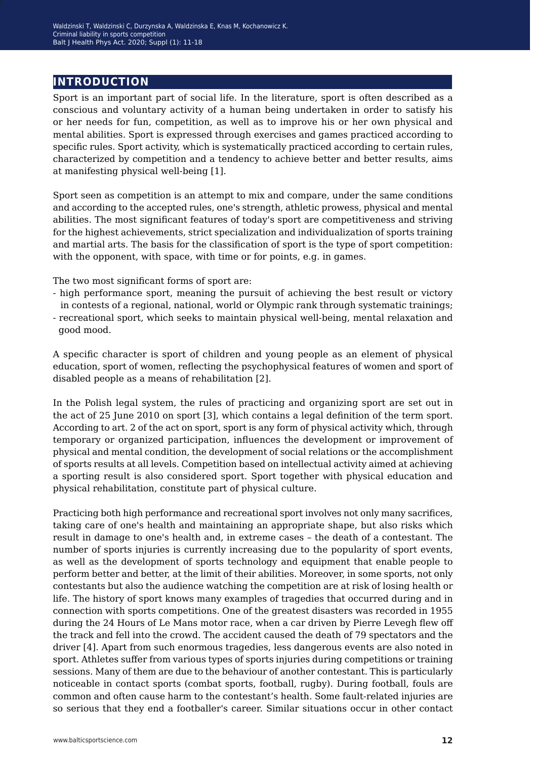## INTRODUCTION

Sport is an important part of social life. In the literature, sport is often described as a conscious and voluntary activity of a human being undertaken in order to satisfy his or her needs for fun, competition, as well as to improve his or her own physical and mental abilities. Sport is expressed through exercises and games practiced according to specific rules. Sport activity, which is systematically practiced according to certain rules, characterized by competition and a tendency to achieve better and better results, aims at manifesting physical well-being [1].

Sport seen as competition is an attempt to mix and compare, under the same conditions and according to the accepted rules, one's strength, athletic prowess, physical and mental abilities. The most significant features of today's sport are competitiveness and striving for the highest achievements, strict specialization and individualization of sports training and martial arts. The basis for the classification of sport is the type of sport competition: with the opponent, with space, with time or for points, e.g. in games.

The two most significant forms of sport are:

- high performance sport, meaning the pursuit of achieving the best result or victory in contests of a regional, national, world or Olympic rank through systematic trainings;
- recreational sport, which seeks to maintain physical well-being, mental relaxation and good mood.

A specific character is sport of children and young people as an element of physical education, sport of women, reflecting the psychophysical features of women and sport of disabled people as a means of rehabilitation [2].

In the Polish legal system, the rules of practicing and organizing sport are set out in the act of 25 June 2010 on sport [3], which contains a legal definition of the term sport. According to art. 2 of the act on sport, sport is any form of physical activity which, through temporary or organized participation, influences the development or improvement of physical and mental condition, the development of social relations or the accomplishment of sports results at all levels. Competition based on intellectual activity aimed at achieving a sporting result is also considered sport. Sport together with physical education and physical rehabilitation, constitute part of physical culture.

Practicing both high performance and recreational sport involves not only many sacrifices, taking care of one's health and maintaining an appropriate shape, but also risks which result in damage to one's health and, in extreme cases – the death of a contestant. The number of sports injuries is currently increasing due to the popularity of sport events, as well as the development of sports technology and equipment that enable people to perform better and better, at the limit of their abilities. Moreover, in some sports, not only contestants but also the audience watching the competition are at risk of losing health or life. The history of sport knows many examples of tragedies that occurred during and in connection with sports competitions. One of the greatest disasters was recorded in 1955 during the 24 Hours of Le Mans motor race, when a car driven by Pierre Levegh flew off the track and fell into the crowd. The accident caused the death of 79 spectators and the driver [4]. Apart from such enormous tragedies, less dangerous events are also noted in sport. Athletes suffer from various types of sports injuries during competitions or training sessions. Many of them are due to the behaviour of another contestant. This is particularly noticeable in contact sports (combat sports, football, rugby). During football, fouls are common and often cause harm to the contestant's health. Some fault-related injuries are so serious that they end a footballer's career. Similar situations occur in other contact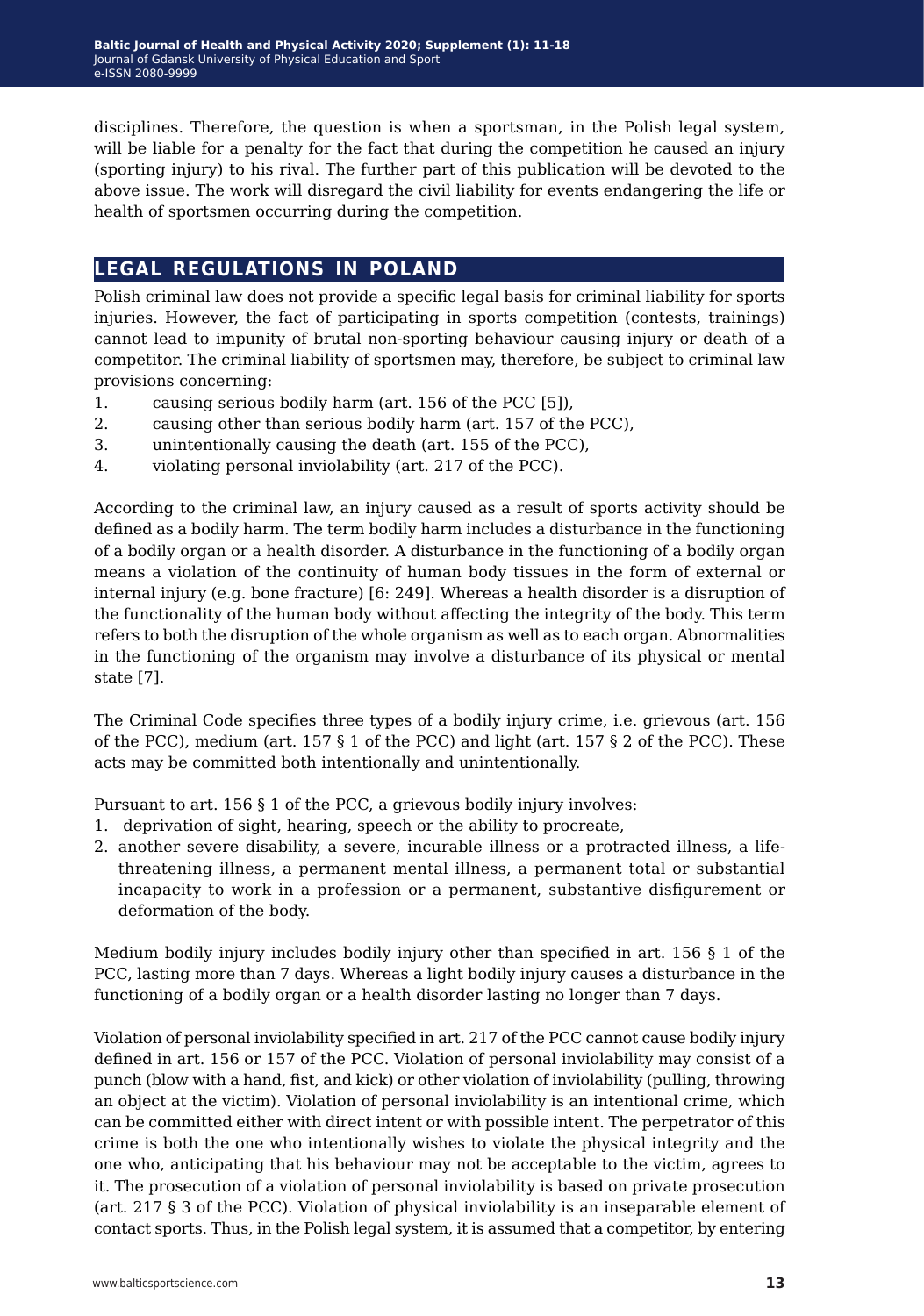disciplines. Therefore, the question is when a sportsman, in the Polish legal system, will be liable for a penalty for the fact that during the competition he caused an injury (sporting injury) to his rival. The further part of this publication will be devoted to the above issue. The work will disregard the civil liability for events endangering the life or health of sportsmen occurring during the competition.

## LEGAL REGULATIONS IN POLAND

Polish criminal law does not provide a specific legal basis for criminal liability for sports injuries. However, the fact of participating in sports competition (contests, trainings) cannot lead to impunity of brutal non-sporting behaviour causing injury or death of a competitor. The criminal liability of sportsmen may, therefore, be subject to criminal law provisions concerning:

1. causing serious bodily harm (art. 156 of the PCC [5]),
2. causing other than serious bodily harm (art. 157 of the PCC),
3. unintentionally causing the death (art. 155 of the PCC),
4. violating personal inviolability (art. 217 of the PCC).

According to the criminal law, an injury caused as a result of sports activity should be defined as a bodily harm. The term bodily harm includes a disturbance in the functioning of a bodily organ or a health disorder. A disturbance in the functioning of a bodily organ means a violation of the continuity of human body tissues in the form of external or internal injury (e.g. bone fracture) [6: 249]. Whereas a health disorder is a disruption of the functionality of the human body without affecting the integrity of the body. This term refers to both the disruption of the whole organism as well as to each organ. Abnormalities in the functioning of the organism may involve a disturbance of its physical or mental state [7].

The Criminal Code specifies three types of a bodily injury crime, i.e. grievous (art. 156 of the PCC), medium (art. 157 § 1 of the PCC) and light (art. 157 § 2 of the PCC). These acts may be committed both intentionally and unintentionally.

Pursuant to art. 156 § 1 of the PCC, a grievous bodily injury involves:

1. deprivation of sight, hearing, speech or the ability to procreate,
2. another severe disability, a severe, incurable illness or a protracted illness, a life-threatening illness, a permanent mental illness, a permanent total or substantial incapacity to work in a profession or a permanent, substantive disfigurement or deformation of the body.

Medium bodily injury includes bodily injury other than specified in art. 156 § 1 of the PCC, lasting more than 7 days. Whereas a light bodily injury causes a disturbance in the functioning of a bodily organ or a health disorder lasting no longer than 7 days.

Violation of personal inviolability specified in art. 217 of the PCC cannot cause bodily injury defined in art. 156 or 157 of the PCC. Violation of personal inviolability may consist of a punch (blow with a hand, fist, and kick) or other violation of inviolability (pulling, throwing an object at the victim). Violation of personal inviolability is an intentional crime, which can be committed either with direct intent or with possible intent. The perpetrator of this crime is both the one who intentionally wishes to violate the physical integrity and the one who, anticipating that his behaviour may not be acceptable to the victim, agrees to it. The prosecution of a violation of personal inviolability is based on private prosecution (art. 217 § 3 of the PCC). Violation of physical inviolability is an inseparable element of contact sports. Thus, in the Polish legal system, it is assumed that a competitor, by entering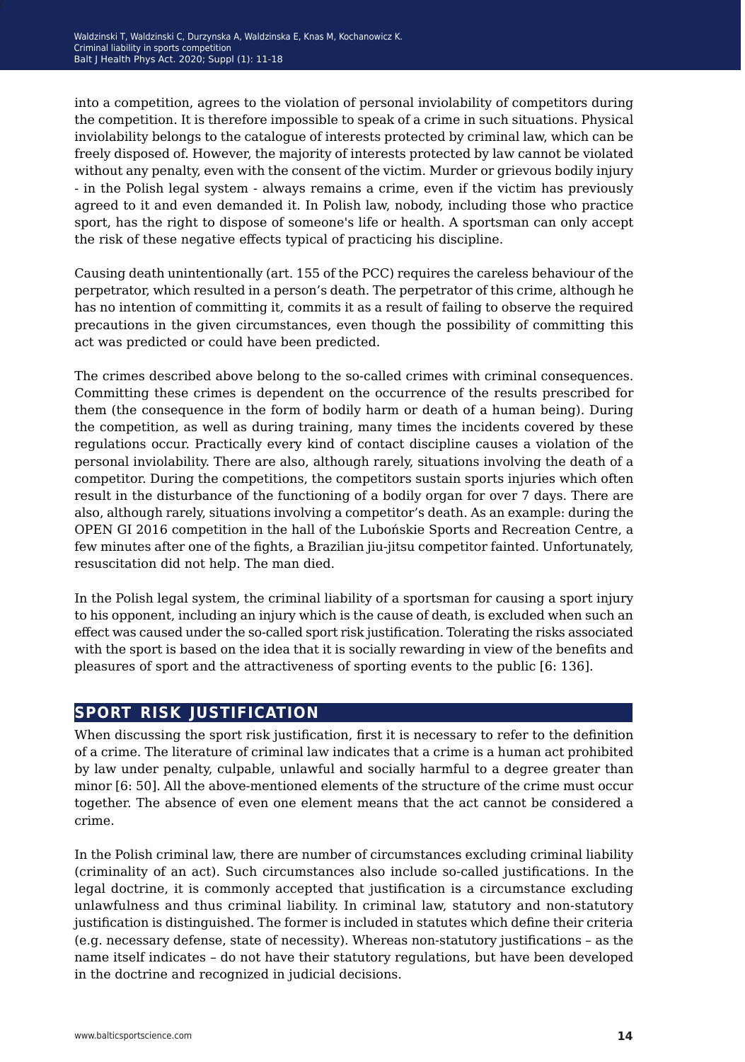into a competition, agrees to the violation of personal inviolability of competitors during the competition. It is therefore impossible to speak of a crime in such situations. Physical inviolability belongs to the catalogue of interests protected by criminal law, which can be freely disposed of. However, the majority of interests protected by law cannot be violated without any penalty, even with the consent of the victim. Murder or grievous bodily injury - in the Polish legal system - always remains a crime, even if the victim has previously agreed to it and even demanded it. In Polish law, nobody, including those who practice sport, has the right to dispose of someone's life or health. A sportsman can only accept the risk of these negative effects typical of practicing his discipline.

Causing death unintentionally (art. 155 of the PCC) requires the careless behaviour of the perpetrator, which resulted in a person's death. The perpetrator of this crime, although he has no intention of committing it, commits it as a result of failing to observe the required precautions in the given circumstances, even though the possibility of committing this act was predicted or could have been predicted.

The crimes described above belong to the so-called crimes with criminal consequences. Committing these crimes is dependent on the occurrence of the results prescribed for them (the consequence in the form of bodily harm or death of a human being). During the competition, as well as during training, many times the incidents covered by these regulations occur. Practically every kind of contact discipline causes a violation of the personal inviolability. There are also, although rarely, situations involving the death of a competitor. During the competitions, the competitors sustain sports injuries which often result in the disturbance of the functioning of a bodily organ for over 7 days. There are also, although rarely, situations involving a competitor's death. As an example: during the OPEN GI 2016 competition in the hall of the Lubońskie Sports and Recreation Centre, a few minutes after one of the fights, a Brazilian jiu-jitsu competitor fainted. Unfortunately, resuscitation did not help. The man died.

In the Polish legal system, the criminal liability of a sportsman for causing a sport injury to his opponent, including an injury which is the cause of death, is excluded when such an effect was caused under the so-called sport risk justification. Tolerating the risks associated with the sport is based on the idea that it is socially rewarding in view of the benefits and pleasures of sport and the attractiveness of sporting events to the public [6: 136].

## SPORT RISK JUSTIFICATION

When discussing the sport risk justification, first it is necessary to refer to the definition of a crime. The literature of criminal law indicates that a crime is a human act prohibited by law under penalty, culpable, unlawful and socially harmful to a degree greater than minor [6: 50]. All the above-mentioned elements of the structure of the crime must occur together. The absence of even one element means that the act cannot be considered a crime.

In the Polish criminal law, there are number of circumstances excluding criminal liability (criminality of an act). Such circumstances also include so-called justifications. In the legal doctrine, it is commonly accepted that justification is a circumstance excluding unlawfulness and thus criminal liability. In criminal law, statutory and non-statutory justification is distinguished. The former is included in statutes which define their criteria (e.g. necessary defense, state of necessity). Whereas non-statutory justifications – as the name itself indicates – do not have their statutory regulations, but have been developed in the doctrine and recognized in judicial decisions.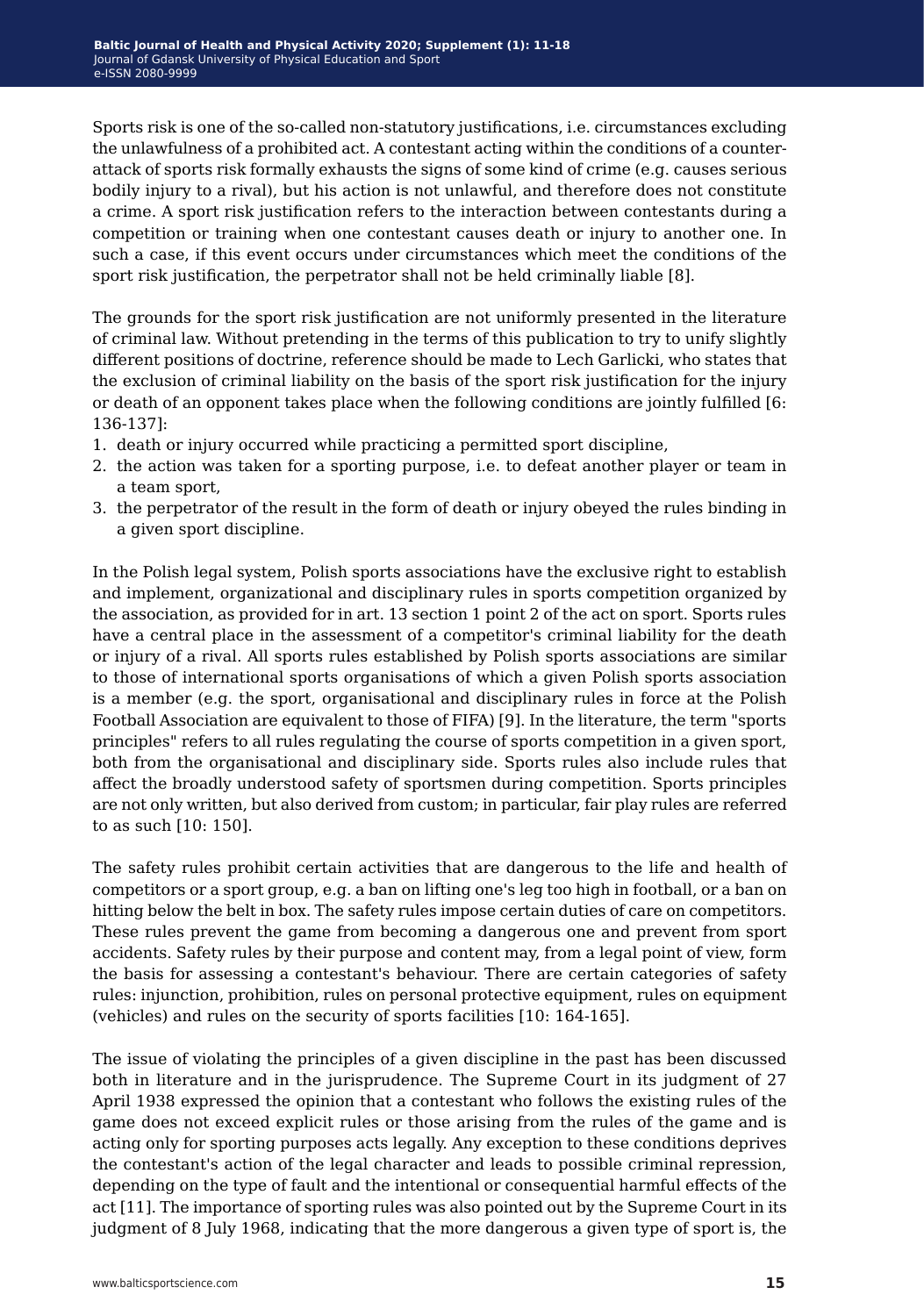Sports risk is one of the so-called non-statutory justifications, i.e. circumstances excluding the unlawfulness of a prohibited act. A contestant acting within the conditions of a counter-attack of sports risk formally exhausts the signs of some kind of crime (e.g. causes serious bodily injury to a rival), but his action is not unlawful, and therefore does not constitute a crime. A sport risk justification refers to the interaction between contestants during a competition or training when one contestant causes death or injury to another one. In such a case, if this event occurs under circumstances which meet the conditions of the sport risk justification, the perpetrator shall not be held criminally liable [8].

The grounds for the sport risk justification are not uniformly presented in the literature of criminal law. Without pretending in the terms of this publication to try to unify slightly different positions of doctrine, reference should be made to Lech Garlicki, who states that the exclusion of criminal liability on the basis of the sport risk justification for the injury or death of an opponent takes place when the following conditions are jointly fulfilled [6: 136-137]:

1. death or injury occurred while practicing a permitted sport discipline,
2. the action was taken for a sporting purpose, i.e. to defeat another player or team in a team sport,
3. the perpetrator of the result in the form of death or injury obeyed the rules binding in a given sport discipline.

In the Polish legal system, Polish sports associations have the exclusive right to establish and implement, organizational and disciplinary rules in sports competition organized by the association, as provided for in art. 13 section 1 point 2 of the act on sport. Sports rules have a central place in the assessment of a competitor's criminal liability for the death or injury of a rival. All sports rules established by Polish sports associations are similar to those of international sports organisations of which a given Polish sports association is a member (e.g. the sport, organisational and disciplinary rules in force at the Polish Football Association are equivalent to those of FIFA) [9]. In the literature, the term "sports principles" refers to all rules regulating the course of sports competition in a given sport, both from the organisational and disciplinary side. Sports rules also include rules that affect the broadly understood safety of sportsmen during competition. Sports principles are not only written, but also derived from custom; in particular, fair play rules are referred to as such [10: 150].

The safety rules prohibit certain activities that are dangerous to the life and health of competitors or a sport group, e.g. a ban on lifting one's leg too high in football, or a ban on hitting below the belt in box. The safety rules impose certain duties of care on competitors. These rules prevent the game from becoming a dangerous one and prevent from sport accidents. Safety rules by their purpose and content may, from a legal point of view, form the basis for assessing a contestant's behaviour. There are certain categories of safety rules: injunction, prohibition, rules on personal protective equipment, rules on equipment (vehicles) and rules on the security of sports facilities [10: 164-165].

The issue of violating the principles of a given discipline in the past has been discussed both in literature and in the jurisprudence. The Supreme Court in its judgment of 27 April 1938 expressed the opinion that a contestant who follows the existing rules of the game does not exceed explicit rules or those arising from the rules of the game and is acting only for sporting purposes acts legally. Any exception to these conditions deprives the contestant's action of the legal character and leads to possible criminal repression, depending on the type of fault and the intentional or consequential harmful effects of the act [11]. The importance of sporting rules was also pointed out by the Supreme Court in its judgment of 8 July 1968, indicating that the more dangerous a given type of sport is, the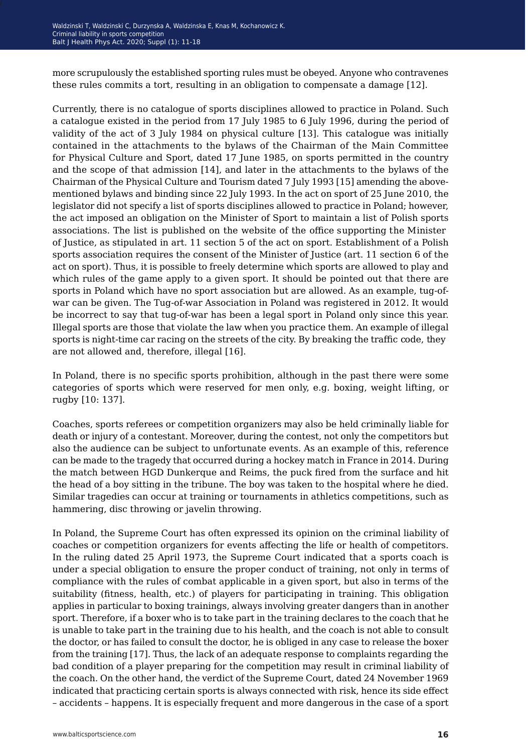more scrupulously the established sporting rules must be obeyed. Anyone who contravenes these rules commits a tort, resulting in an obligation to compensate a damage [12].

Currently, there is no catalogue of sports disciplines allowed to practice in Poland. Such a catalogue existed in the period from 17 July 1985 to 6 July 1996, during the period of validity of the act of 3 July 1984 on physical culture [13]. This catalogue was initially contained in the attachments to the bylaws of the Chairman of the Main Committee for Physical Culture and Sport, dated 17 June 1985, on sports permitted in the country and the scope of that admission [14], and later in the attachments to the bylaws of the Chairman of the Physical Culture and Tourism dated 7 July 1993 [15] amending the above-mentioned bylaws and binding since 22 July 1993. In the act on sport of 25 June 2010, the legislator did not specify a list of sports disciplines allowed to practice in Poland; however, the act imposed an obligation on the Minister of Sport to maintain a list of Polish sports associations. The list is published on the website of the office supporting the Minister of Justice, as stipulated in art. 11 section 5 of the act on sport. Establishment of a Polish sports association requires the consent of the Minister of Justice (art. 11 section 6 of the act on sport). Thus, it is possible to freely determine which sports are allowed to play and which rules of the game apply to a given sport. It should be pointed out that there are sports in Poland which have no sport association but are allowed. As an example, tug-of-war can be given. The Tug-of-war Association in Poland was registered in 2012. It would be incorrect to say that tug-of-war has been a legal sport in Poland only since this year. Illegal sports are those that violate the law when you practice them. An example of illegal sports is night-time car racing on the streets of the city. By breaking the traffic code, they are not allowed and, therefore, illegal [16].

In Poland, there is no specific sports prohibition, although in the past there were some categories of sports which were reserved for men only, e.g. boxing, weight lifting, or rugby [10: 137].

Coaches, sports referees or competition organizers may also be held criminally liable for death or injury of a contestant. Moreover, during the contest, not only the competitors but also the audience can be subject to unfortunate events. As an example of this, reference can be made to the tragedy that occurred during a hockey match in France in 2014. During the match between HGD Dunkerque and Reims, the puck fired from the surface and hit the head of a boy sitting in the tribune. The boy was taken to the hospital where he died. Similar tragedies can occur at training or tournaments in athletics competitions, such as hammering, disc throwing or javelin throwing.

In Poland, the Supreme Court has often expressed its opinion on the criminal liability of coaches or competition organizers for events affecting the life or health of competitors. In the ruling dated 25 April 1973, the Supreme Court indicated that a sports coach is under a special obligation to ensure the proper conduct of training, not only in terms of compliance with the rules of combat applicable in a given sport, but also in terms of the suitability (fitness, health, etc.) of players for participating in training. This obligation applies in particular to boxing trainings, always involving greater dangers than in another sport. Therefore, if a boxer who is to take part in the training declares to the coach that he is unable to take part in the training due to his health, and the coach is not able to consult the doctor, or has failed to consult the doctor, he is obliged in any case to release the boxer from the training [17]. Thus, the lack of an adequate response to complaints regarding the bad condition of a player preparing for the competition may result in criminal liability of the coach. On the other hand, the verdict of the Supreme Court, dated 24 November 1969 indicated that practicing certain sports is always connected with risk, hence its side effect – accidents – happens. It is especially frequent and more dangerous in the case of a sport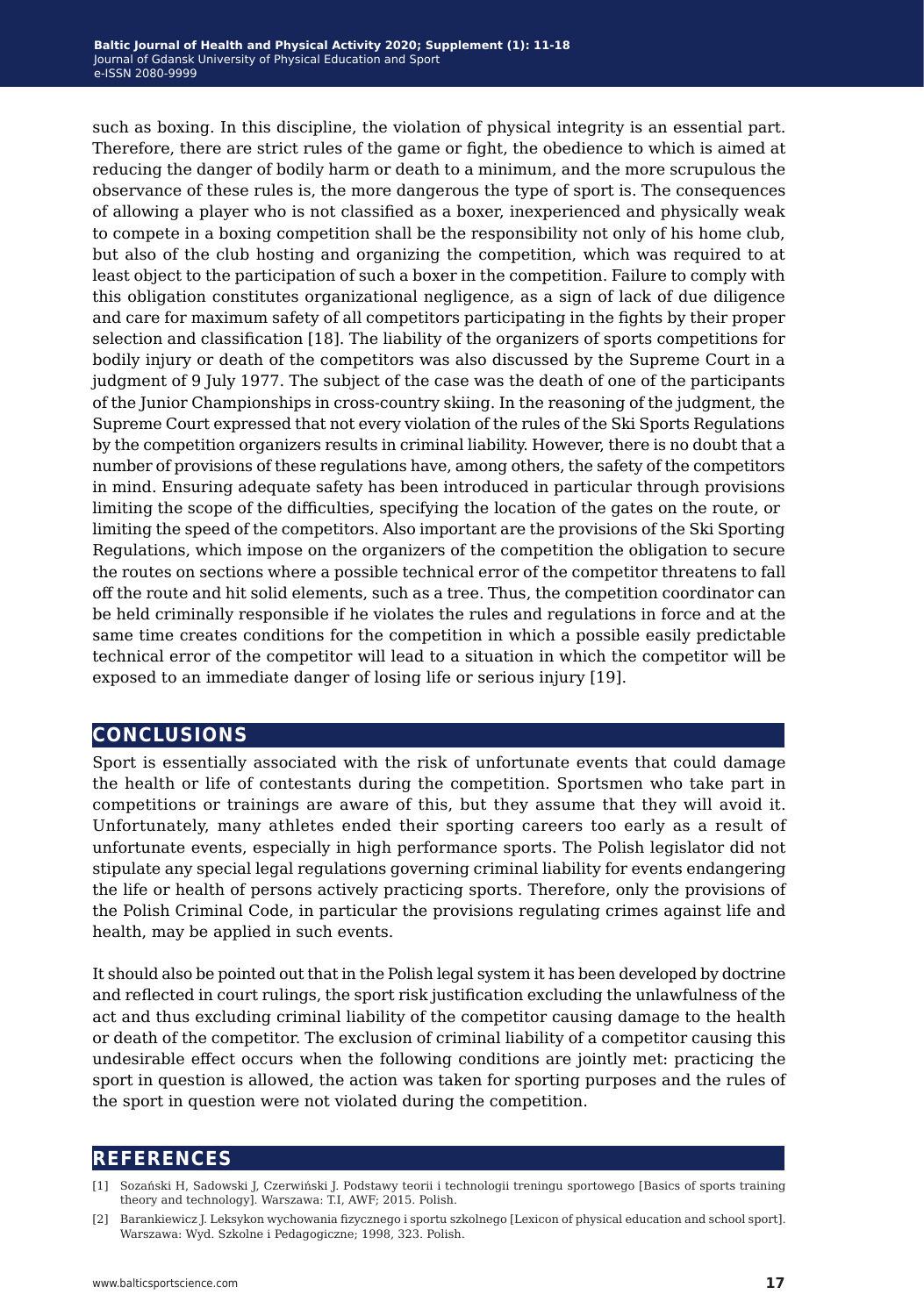such as boxing. In this discipline, the violation of physical integrity is an essential part. Therefore, there are strict rules of the game or fight, the obedience to which is aimed at reducing the danger of bodily harm or death to a minimum, and the more scrupulous the observance of these rules is, the more dangerous the type of sport is. The consequences of allowing a player who is not classified as a boxer, inexperienced and physically weak to compete in a boxing competition shall be the responsibility not only of his home club, but also of the club hosting and organizing the competition, which was required to at least object to the participation of such a boxer in the competition. Failure to comply with this obligation constitutes organizational negligence, as a sign of lack of due diligence and care for maximum safety of all competitors participating in the fights by their proper selection and classification [18]. The liability of the organizers of sports competitions for bodily injury or death of the competitors was also discussed by the Supreme Court in a judgment of 9 July 1977. The subject of the case was the death of one of the participants of the Junior Championships in cross-country skiing. In the reasoning of the judgment, the Supreme Court expressed that not every violation of the rules of the Ski Sports Regulations by the competition organizers results in criminal liability. However, there is no doubt that a number of provisions of these regulations have, among others, the safety of the competitors in mind. Ensuring adequate safety has been introduced in particular through provisions limiting the scope of the difficulties, specifying the location of the gates on the route, or limiting the speed of the competitors. Also important are the provisions of the Ski Sporting Regulations, which impose on the organizers of the competition the obligation to secure the routes on sections where a possible technical error of the competitor threatens to fall off the route and hit solid elements, such as a tree. Thus, the competition coordinator can be held criminally responsible if he violates the rules and regulations in force and at the same time creates conditions for the competition in which a possible easily predictable technical error of the competitor will lead to a situation in which the competitor will be exposed to an immediate danger of losing life or serious injury [19].

## CONCLUSIONS

Sport is essentially associated with the risk of unfortunate events that could damage the health or life of contestants during the competition. Sportsmen who take part in competitions or trainings are aware of this, but they assume that they will avoid it. Unfortunately, many athletes ended their sporting careers too early as a result of unfortunate events, especially in high performance sports. The Polish legislator did not stipulate any special legal regulations governing criminal liability for events endangering the life or health of persons actively practicing sports. Therefore, only the provisions of the Polish Criminal Code, in particular the provisions regulating crimes against life and health, may be applied in such events.

It should also be pointed out that in the Polish legal system it has been developed by doctrine and reflected in court rulings, the sport risk justification excluding the unlawfulness of the act and thus excluding criminal liability of the competitor causing damage to the health or death of the competitor. The exclusion of criminal liability of a competitor causing this undesirable effect occurs when the following conditions are jointly met: practicing the sport in question is allowed, the action was taken for sporting purposes and the rules of the sport in question were not violated during the competition.

## REFERENCES

[1] Sozański H, Sadowski J, Czerwiński J. Podstawy teorii i technologii treningu sportowego [Basics of sports training theory and technology]. Warszawa: T.I, AWF; 2015. Polish.

[2] Barankiewicz J. Leksykon wychowania fizycznego i sportu szkolnego [Lexicon of physical education and school sport]. Warszawa: Wyd. Szkolne i Pedagogiczne; 1998, 323. Polish.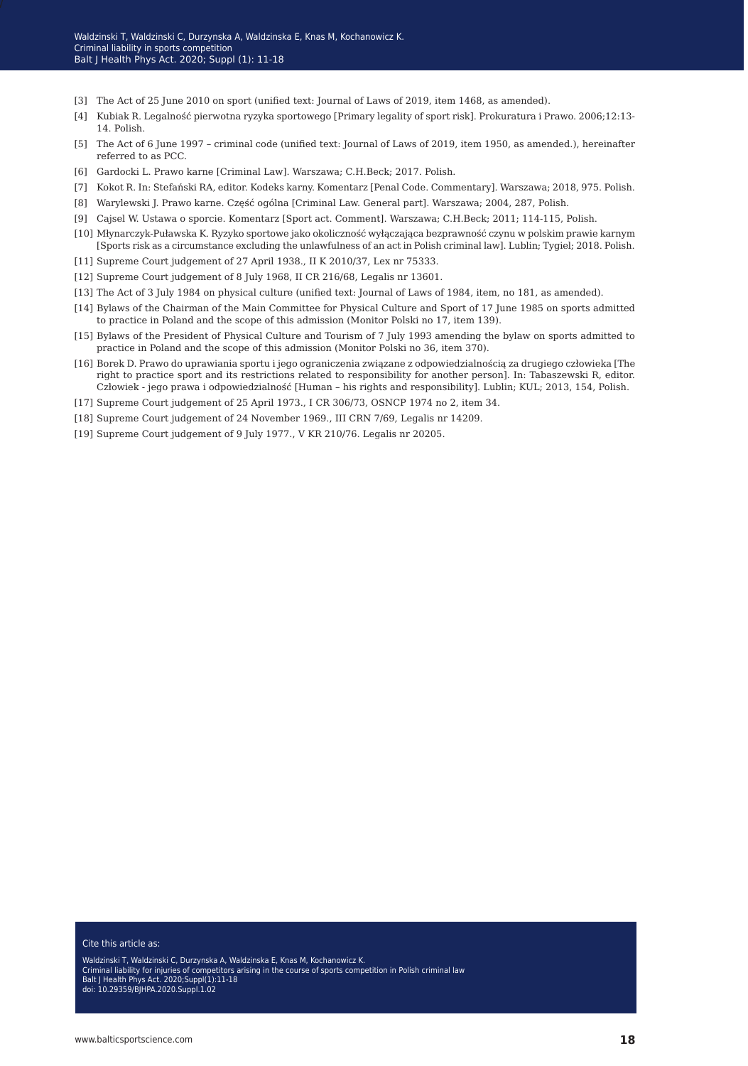[3] The Act of 25 June 2010 on sport (unified text: Journal of Laws of 2019, item 1468, as amended).

[4] Kubiak R. Legalność pierwotna ryzyka sportowego [Primary legality of sport risk]. Prokuratura i Prawo. 2006;12:13-14. Polish.

[5] The Act of 6 June 1997 – criminal code (unified text: Journal of Laws of 2019, item 1950, as amended.), hereinafter referred to as PCC.

[6] Gardocki L. Prawo karne [Criminal Law]. Warszawa; C.H.Beck; 2017. Polish.

[7] Kokot R. In: Stefański RA, editor. Kodeks karny. Komentarz [Penal Code. Commentary]. Warszawa; 2018, 975. Polish.

[8] Warylewski J. Prawo karne. Część ogólna [Criminal Law. General part]. Warszawa; 2004, 287, Polish.

[9] Cajsel W. Ustawa o sporcie. Komentarz [Sport act. Comment]. Warszawa; C.H.Beck; 2011; 114-115, Polish.

[10] Młynarczyk-Puławska K. Ryzyko sportowe jako okoliczność wyłączająca bezprawność czynu w polskim prawie karnym [Sports risk as a circumstance excluding the unlawfulness of an act in Polish criminal law]. Lublin; Tygiel; 2018. Polish.

[11] Supreme Court judgement of 27 April 1938., II K 2010/37, Lex nr 75333.

[12] Supreme Court judgement of 8 July 1968, II CR 216/68, Legalis nr 13601.

[13] The Act of 3 July 1984 on physical culture (unified text: Journal of Laws of 1984, item, no 181, as amended).

[14] Bylaws of the Chairman of the Main Committee for Physical Culture and Sport of 17 June 1985 on sports admitted to practice in Poland and the scope of this admission (Monitor Polski no 17, item 139).

[15] Bylaws of the President of Physical Culture and Tourism of 7 July 1993 amending the bylaw on sports admitted to practice in Poland and the scope of this admission (Monitor Polski no 36, item 370).

[16] Borek D. Prawo do uprawiania sportu i jego ograniczenia związane z odpowiedzialnością za drugiego człowieka [The right to practice sport and its restrictions related to responsibility for another person]. In: Tabaszewski R, editor. Człowiek - jego prawa i odpowiedzialność [Human – his rights and responsibility]. Lublin; KUL; 2013, 154, Polish.

[17] Supreme Court judgement of 25 April 1973., I CR 306/73, OSNCP 1974 no 2, item 34.

[18] Supreme Court judgement of 24 November 1969., III CRN 7/69, Legalis nr 14209.

[19] Supreme Court judgement of 9 July 1977., V KR 210/76. Legalis nr 20205.

Cite this article as:

Waldzinski T, Waldzinski C, Durzynska A, Waldzinska E, Knas M, Kochanowicz K.
Criminal liability for injuries of competitors arising in the course of sports competition in Polish criminal law
Balt J Health Phys Act. 2020;Suppl(1):11-18
doi: 10.29359/BJHPA.2020.Suppl.1.02